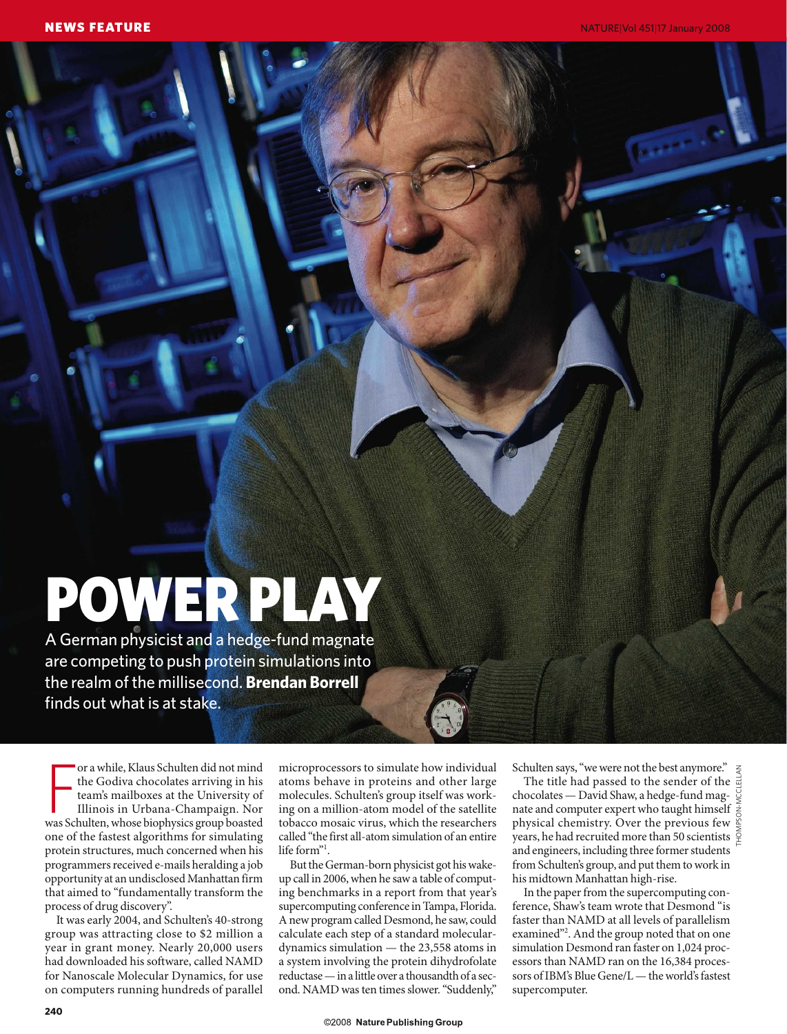# POWER PLAY

A German physicist and a hedge-fund magnate are competing to push protein simulations into the realm of the millisecond. **Brendan Borrell** finds out what is at stake.

For a while, Klaus Schulten did not mind the Godiva chocolates arriving in his team's mailboxes at the University of Illinois in Urbana-Champaign. Nor was Schulten, whose biophysics group boasted one of the fastest algorithms for simulating protein structures, much concerned when his programmers received e-mails heralding a job opportunity at an undisclosed Manhattan firm that aimed to "fundamentally transform the process of drug discovery".

It was early 2004, and Schulten's 40-strong group was attracting close to \$2 million a year in grant money. Nearly 20,000 users had downloaded his software, called NAMD for Nanoscale Molecular Dynamics, for use on computers running hundreds of parallel microprocessors to simulate how individual atoms behave in proteins and other large molecules. Schulten's group itself was working on a million-atom model of the satellite tobacco mosaic virus, which the researchers called "the first all-atom simulation of an entire life form"[1].

But the German-born physicist got his wake-up call in 2006, when he saw a table of computing benchmarks in a report from that year's supercomputing conference in Tampa, Florida. A new program called Desmond, he saw, could calculate each step of a standard molecular-dynamics simulation — the 23,558 atoms in a system involving the protein dihydrofolate reductase — in a little over a thousandth of a second. NAMD was ten times slower. "Suddenly," Schulten says, "we were not the best anymore."

The title had passed to the sender of the chocolates — David Shaw, a hedge-fund magnate and computer expert who taught himself physical chemistry. Over the previous few years, he had recruited more than 50 scientists and engineers, including three former students from Schulten's group, and put them to work in his midtown Manhattan high-rise.

In the paper from the supercomputing conference, Shaw's team wrote that Desmond "is faster than NAMD at all levels of parallelism examined"[2]. And the group noted that on one simulation Desmond ran faster on 1,024 processors than NAMD ran on the 16,384 processors of IBM's Blue Gene/L — the world's fastest supercomputer.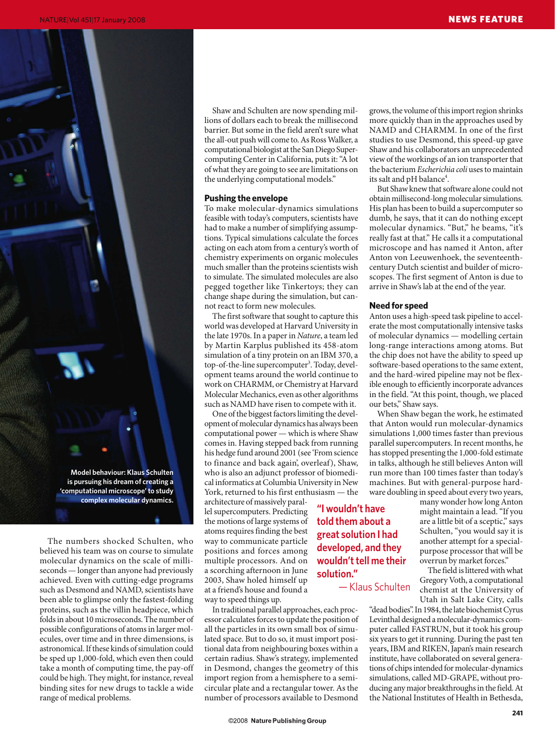Model behaviour: Klaus Schulten is pursuing his dream of creating a 'computational microscope' to study complex molecular dynamics.

The numbers shocked Schulten, who believed his team was on course to simulate molecular dynamics on the scale of milliseconds — longer than anyone had previously achieved. Even with cutting-edge programs such as Desmond and NAMD, scientists have been able to glimpse only the fastest-folding proteins, such as the villin headpiece, which folds in about 10 microseconds. The number of possible configurations of atoms in larger molecules, over time and in three dimensions, is astronomical. If these kinds of simulation could be sped up 1,000-fold, which even then could take a month of computing time, the pay-off could be high. They might, for instance, reveal binding sites for new drugs to tackle a wide range of medical problems.

Shaw and Schulten are now spending millions of dollars each to break the millisecond barrier. But some in the field aren't sure what the all-out push will come to. As Ross Walker, a computational biologist at the San Diego Supercomputing Center in California, puts it: "A lot of what they are going to see are limitations on the underlying computational models."

## Pushing the envelope

To make molecular-dynamics simulations feasible with today's computers, scientists have had to make a number of simplifying assumptions. Typical simulations calculate the forces acting on each atom from a century's worth of chemistry experiments on organic molecules much smaller than the proteins scientists wish to simulate. The simulated molecules are also pegged together like Tinkertoys; they can change shape during the simulation, but cannot react to form new molecules.

The first software that sought to capture this world was developed at Harvard University in the late 1970s. In a paper in *Nature*, a team led by Martin Karplus published its 458-atom simulation of a tiny protein on an IBM 370, a top-of-the-line supercomputer[3]. Today, development teams around the world continue to work on CHARMM, or Chemistry at Harvard Molecular Mechanics, even as other algorithms such as NAMD have risen to compete with it.

One of the biggest factors limiting the development of molecular dynamics has always been computational power — which is where Shaw comes in. Having stepped back from running his hedge fund around 2001 (see 'From science to finance and back again', overleaf), Shaw, who is also an adjunct professor of biomedical informatics at Columbia University in New York, returned to his first enthusiasm — the architecture of massively parallel supercomputers. Predicting the motions of large systems of atoms requires finding the best way to communicate particle positions and forces among multiple processors. And on a scorching afternoon in June 2003, Shaw holed himself up at a friend's house and found a way to speed things up.

> "I wouldn't have told them about a great solution I had developed, and they wouldn't tell me their solution."
> — Klaus Schulten

In traditional parallel approaches, each processor calculates forces to update the position of all the particles in its own small box of simulated space. But to do so, it must import positional data from neighbouring boxes within a certain radius. Shaw's strategy, implemented in Desmond, changes the geometry of this import region from a hemisphere to a semicircular plate and a rectangular tower. As the number of processors available to Desmond grows, the volume of this import region shrinks more quickly than in the approaches used by NAMD and CHARMM. In one of the first studies to use Desmond, this speed-up gave Shaw and his collaborators an unprecedented view of the workings of an ion transporter that the bacterium *Escherichia coli* uses to maintain its salt and pH balance[4].

But Shaw knew that software alone could not obtain millisecond-long molecular simulations. His plan has been to build a supercomputer so dumb, he says, that it can do nothing except molecular dynamics. "But," he beams, "it's really fast at that." He calls it a computational microscope and has named it Anton, after Anton von Leeuwenhoek, the seventeenth-century Dutch scientist and builder of microscopes. The first segment of Anton is due to arrive in Shaw's lab at the end of the year.

## Need for speed

Anton uses a high-speed task pipeline to accelerate the most computationally intensive tasks of molecular dynamics — modelling certain long-range interactions among atoms. But the chip does not have the ability to speed up software-based operations to the same extent, and the hard-wired pipeline may not be flexible enough to efficiently incorporate advances in the field. "At this point, though, we placed our bets," Shaw says.

When Shaw began the work, he estimated that Anton would run molecular-dynamics simulations 1,000 times faster than previous parallel supercomputers. In recent months, he has stopped presenting the 1,000-fold estimate in talks, although he still believes Anton will run more than 100 times faster than today's machines. But with general-purpose hardware doubling in speed about every two years, many wonder how long Anton might maintain a lead. "If you are a little bit of a sceptic," says Schulten, "you would say it is another attempt for a special-purpose processor that will be overrun by market forces."

The field is littered with what Gregory Voth, a computational chemist at the University of Utah in Salt Lake City, calls "dead bodies". In 1984, the late biochemist Cyrus Levinthal designed a molecular-dynamics computer called FASTRUN, but it took his group six years to get it running. During the past ten years, IBM and RIKEN, Japan's main research institute, have collaborated on several generations of chips intended for molecular-dynamics simulations, called MD-GRAPE, without producing any major breakthroughs in the field. At the National Institutes of Health in Bethesda,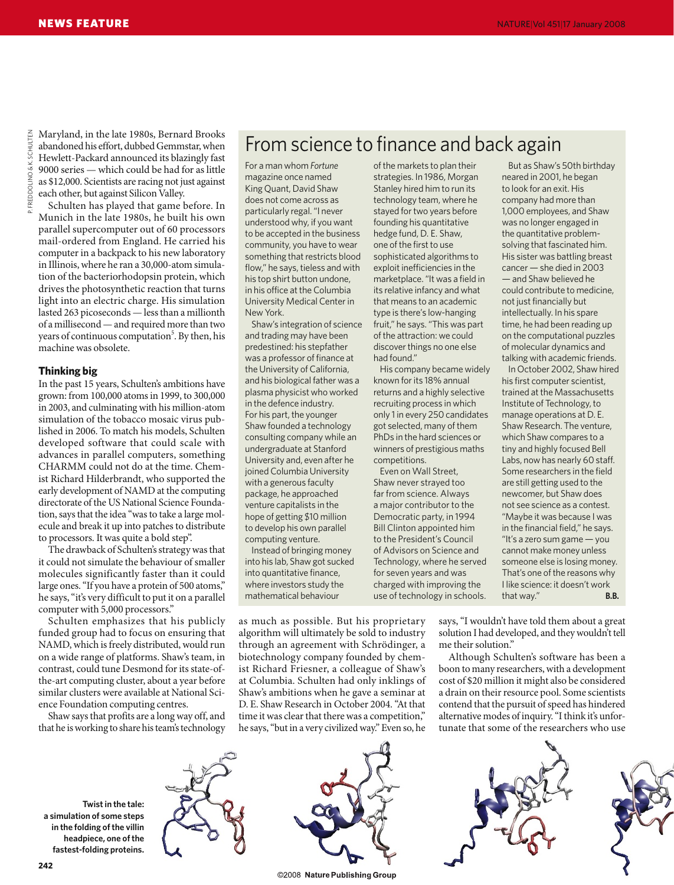Maryland, in the late 1980s, Bernard Brooks abandoned his effort, dubbed Gemmstar, when Hewlett-Packard announced its blazingly fast 9000 series — which could be had for as little as $12,000. Scientists are racing not just against each other, but against Silicon Valley.

Schulten has played that game before. In Munich in the late 1980s, he built his own parallel supercomputer out of 60 processors mail-ordered from England. He carried his computer in a backpack to his new laboratory in Illinois, where he ran a 30,000-atom simulation of the bacteriorhodopsin protein, which drives the photosynthetic reaction that turns light into an electric charge. His simulation lasted 263 picoseconds — less than a millionth of a millisecond — and required more than two years of continuous computation[5]. By then, his machine was obsolete.

### Thinking big

In the past 15 years, Schulten's ambitions have grown: from 100,000 atoms in 1999, to 300,000 in 2003, and culminating with his million-atom simulation of the tobacco mosaic virus published in 2006. To match his models, Schulten developed software that could scale with advances in parallel computers, something CHARMM could not do at the time. Chemist Richard Hilderbrandt, who supported the early development of NAMD at the computing directorate of the US National Science Foundation, says that the idea "was to take a large molecule and break it up into patches to distribute to processors. It was quite a bold step".

The drawback of Schulten's strategy was that it could not simulate the behaviour of smaller molecules significantly faster than it could large ones. "If you have a protein of 500 atoms," he says, "it's very difficult to put it on a parallel computer with 5,000 processors."

Schulten emphasizes that his publicly funded group had to focus on ensuring that NAMD, which is freely distributed, would run on a wide range of platforms. Shaw's team, in contrast, could tune Desmond for its state-of-the-art computing cluster, about a year before similar clusters were available at National Science Foundation computing centres.

Shaw says that profits are a long way off, and that he is working to share his team's technology as much as possible. But his proprietary algorithm will ultimately be sold to industry through an agreement with Schrödinger, a biotechnology company founded by chemist Richard Friesner, a colleague of Shaw's at Columbia. Schulten had only inklings of Shaw's ambitions when he gave a seminar at D. E. Shaw Research in October 2004. "At that time it was clear that there was a competition," he says, "but in a very civilized way." Even so, he says, "I wouldn't have told them about a great solution I had developed, and they wouldn't tell me their solution."

Although Schulten's software has been a boon to many researchers, with a development cost of $20 million it might also be considered a drain on their resource pool. Some scientists contend that the pursuit of speed has hindered alternative modes of inquiry. "I think it's unfortunate that some of the researchers who use

## From science to finance and back again

For a man whom *Fortune* magazine once named King Quant, David Shaw does not come across as particularly regal. "I never understood why, if you want to be accepted in the business community, you have to wear something that restricts blood flow," he says, tieless and with his top shirt button undone, in his office at the Columbia University Medical Center in New York.

Shaw's integration of science and trading may have been predestined: his stepfather was a professor of finance at the University of California, and his biological father was a plasma physicist who worked in the defence industry. For his part, the younger Shaw founded a technology consulting company while an undergraduate at Stanford University and, even after he joined Columbia University with a generous faculty package, he approached venture capitalists in the hope of getting $10 million to develop his own parallel computing venture.

Instead of bringing money into his lab, Shaw got sucked into quantitative finance, where investors study the mathematical behaviour of the markets to plan their strategies. In 1986, Morgan Stanley hired him to run its technology team, where he stayed for two years before founding his quantitative hedge fund, D. E. Shaw, one of the first to use sophisticated algorithms to exploit inefficiencies in the marketplace. "It was a field in its relative infancy and what that means to an academic type is there's low-hanging fruit," he says. "This was part of the attraction: we could discover things no one else had found."

His company became widely known for its 18% annual returns and a highly selective recruiting process in which only 1 in every 250 candidates got selected, many of them PhDs in the hard sciences or winners of prestigious maths competitions.

Even on Wall Street, Shaw never strayed too far from science. Always a major contributor to the Democratic party, in 1994 Bill Clinton appointed him to the President's Council of Advisors on Science and Technology, where he served for seven years and was charged with improving the use of technology in schools.

But as Shaw's 50th birthday neared in 2001, he began to look for an exit. His company had more than 1,000 employees, and Shaw was no longer engaged in the quantitative problem-solving that fascinated him. His sister was battling breast cancer — she died in 2003 — and Shaw believed he could contribute to medicine, not just financially but intellectually. In his spare time, he had been reading up on the computational puzzles of molecular dynamics and talking with academic friends.

In October 2002, Shaw hired his first computer scientist, trained at the Massachusetts Institute of Technology, to manage operations at D. E. Shaw Research. The venture, which Shaw compares to a tiny and highly focused Bell Labs, now has nearly 60 staff. Some researchers in the field are still getting used to the newcomer, but Shaw does not see science as a contest. "Maybe it was because I was in the financial field," he says. "It's a zero sum game — you cannot make money unless someone else is losing money. That's one of the reasons why I like science: it doesn't work that way." **B.B.**

**Twist in the tale: a simulation of some steps in the folding of the villin headpiece, one of the fastest-folding proteins.**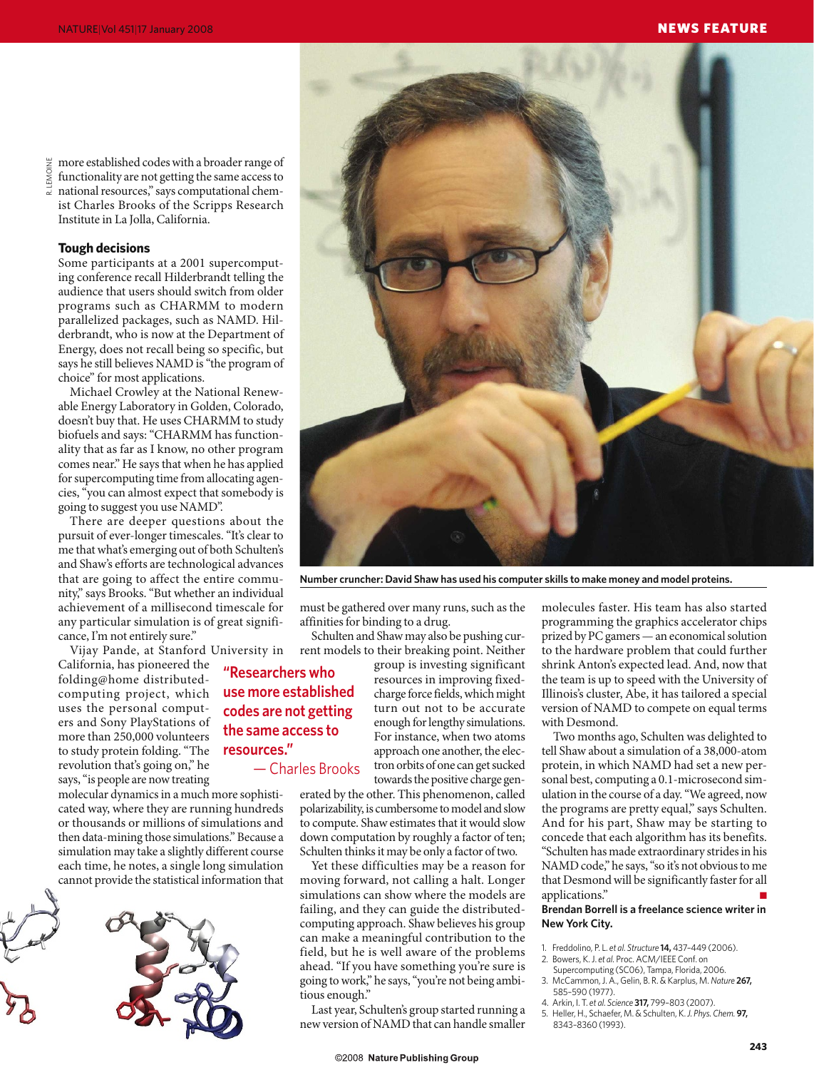more established codes with a broader range of functionality are not getting the same access to national resources," says computational chemist Charles Brooks of the Scripps Research Institute in La Jolla, California.

### Tough decisions

Some participants at a 2001 supercomputing conference recall Hilderbrandt telling the audience that users should switch from older programs such as CHARMM to modern parallelized packages, such as NAMD. Hilderbrandt, who is now at the Department of Energy, does not recall being so specific, but says he still believes NAMD is "the program of choice" for most applications.

Michael Crowley at the National Renewable Energy Laboratory in Golden, Colorado, doesn't buy that. He uses CHARMM to study biofuels and says: "CHARMM has functionality that as far as I know, no other program comes near." He says that when he has applied for supercomputing time from allocating agencies, "you can almost expect that somebody is going to suggest you use NAMD".

There are deeper questions about the pursuit of ever-longer timescales. "It's clear to me that what's emerging out of both Schulten's and Shaw's efforts are technological advances that are going to affect the entire community," says Brooks. "But whether an individual achievement of a millisecond timescale for any particular simulation is of great significance, I'm not entirely sure."

Vijay Pande, at Stanford University in California, has pioneered the folding@home distributed-computing project, which uses the personal computers and Sony PlayStations of more than 250,000 volunteers to study protein folding. "The revolution that's going on," he says, "is people are now treating molecular dynamics in a much more sophisticated way, where they are running hundreds or thousands or millions of simulations and then data-mining those simulations." Because a simulation may take a slightly different course each time, he notes, a single long simulation cannot provide the statistical information that must be gathered over many runs, such as the affinities for binding to a drug.

> "Researchers who use more established codes are not getting the same access to resources." — Charles Brooks

Schulten and Shaw may also be pushing current models to their breaking point. Neither group is investing significant resources in improving fixed-charge force fields, which might turn out not to be accurate enough for lengthy simulations. For instance, when two atoms approach one another, the electron orbits of one can get sucked towards the positive charge generated by the other. This phenomenon, called polarizability, is cumbersome to model and slow to compute. Shaw estimates that it would slow down computation by roughly a factor of ten; Schulten thinks it may be only a factor of two.

Yet these difficulties may be a reason for moving forward, not calling a halt. Longer simulations can show where the models are failing, and they can guide the distributed-computing approach. Shaw believes his group can make a meaningful contribution to the field, but he is well aware of the problems ahead. "If you have something you're sure is going to work," he says, "you're not being ambitious enough."

Last year, Schulten's group started running a new version of NAMD that can handle smaller molecules faster. His team has also started programming the graphics accelerator chips prized by PC gamers — an economical solution to the hardware problem that could further shrink Anton's expected lead. And, now that the team is up to speed with the University of Illinois's cluster, Abe, it has tailored a special version of NAMD to compete on equal terms with Desmond.

Two months ago, Schulten was delighted to tell Shaw about a simulation of a 38,000-atom protein, in which NAMD had set a new personal best, computing a 0.1-microsecond simulation in the course of a day. "We agreed, now the programs are pretty equal," says Schulten. And for his part, Shaw may be starting to concede that each algorithm has its benefits. "Schulten has made extraordinary strides in his NAMD code," he says, "so it's not obvious to me that Desmond will be significantly faster for all applications." ■

**Brendan Borrell is a freelance science writer in New York City.**

**Number cruncher: David Shaw has used his computer skills to make money and model proteins.**

1. Freddolino, P. L. *et al. Structure* **14,** 437–449 (2006).
2. Bowers, K. J. *et al.* Proc. ACM/IEEE Conf. on Supercomputing (SC06), Tampa, Florida, 2006.
3. McCammon, J. A., Gelin, B. R. & Karplus, M. *Nature* **267,** 585–590 (1977).
4. Arkin, I. T. *et al. Science* **317,** 799–803 (2007).
5. Heller, H., Schaefer, M. & Schulten, K. *J. Phys. Chem.* **97,** 8343–8360 (1993).